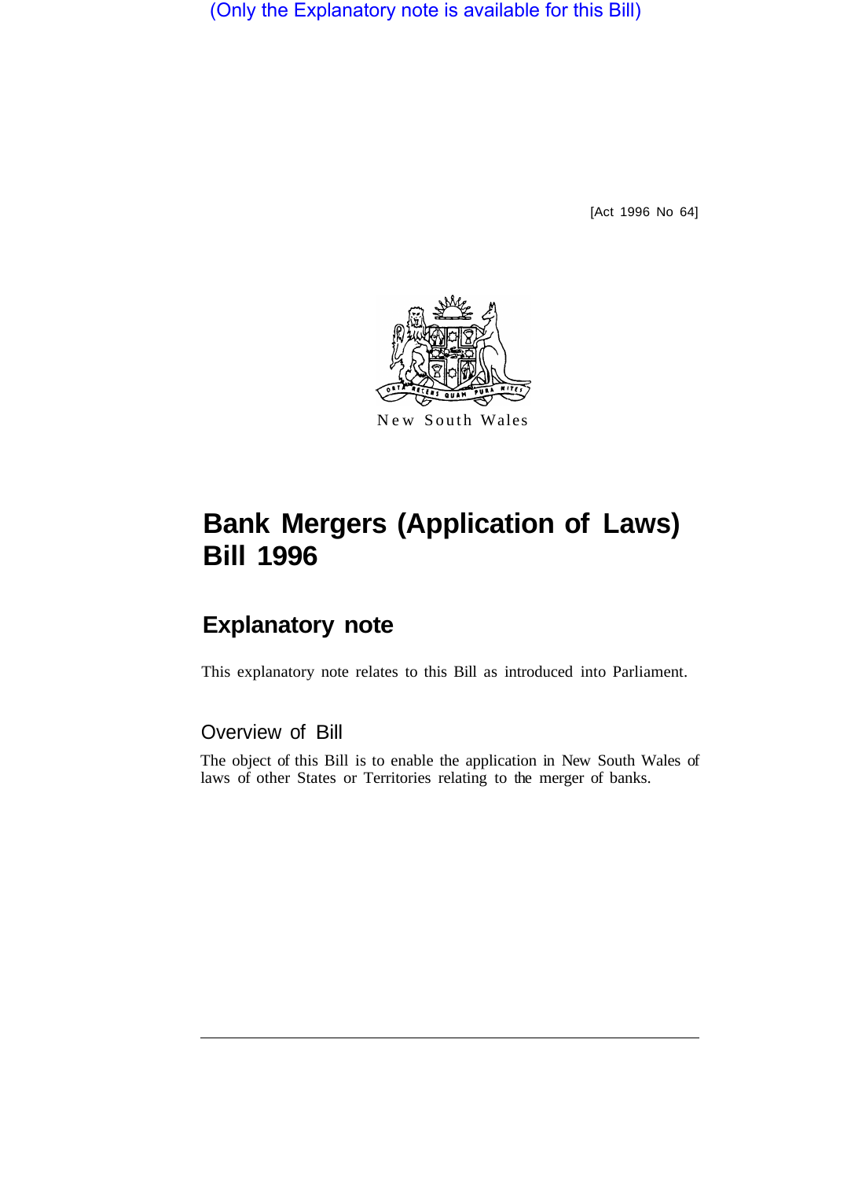(Only the Explanatory note is available for this Bill)

[Act 1996 No 64]

New South Wales

# Bank Mergers (Application of Laws) Bill 1996

## Explanatory note

This explanatory note relates to this Bill as introduced into Parliament.

### Overview of Bill

The object of this Bill is to enable the application in New South Wales of laws of other States or Territories relating to the merger of banks.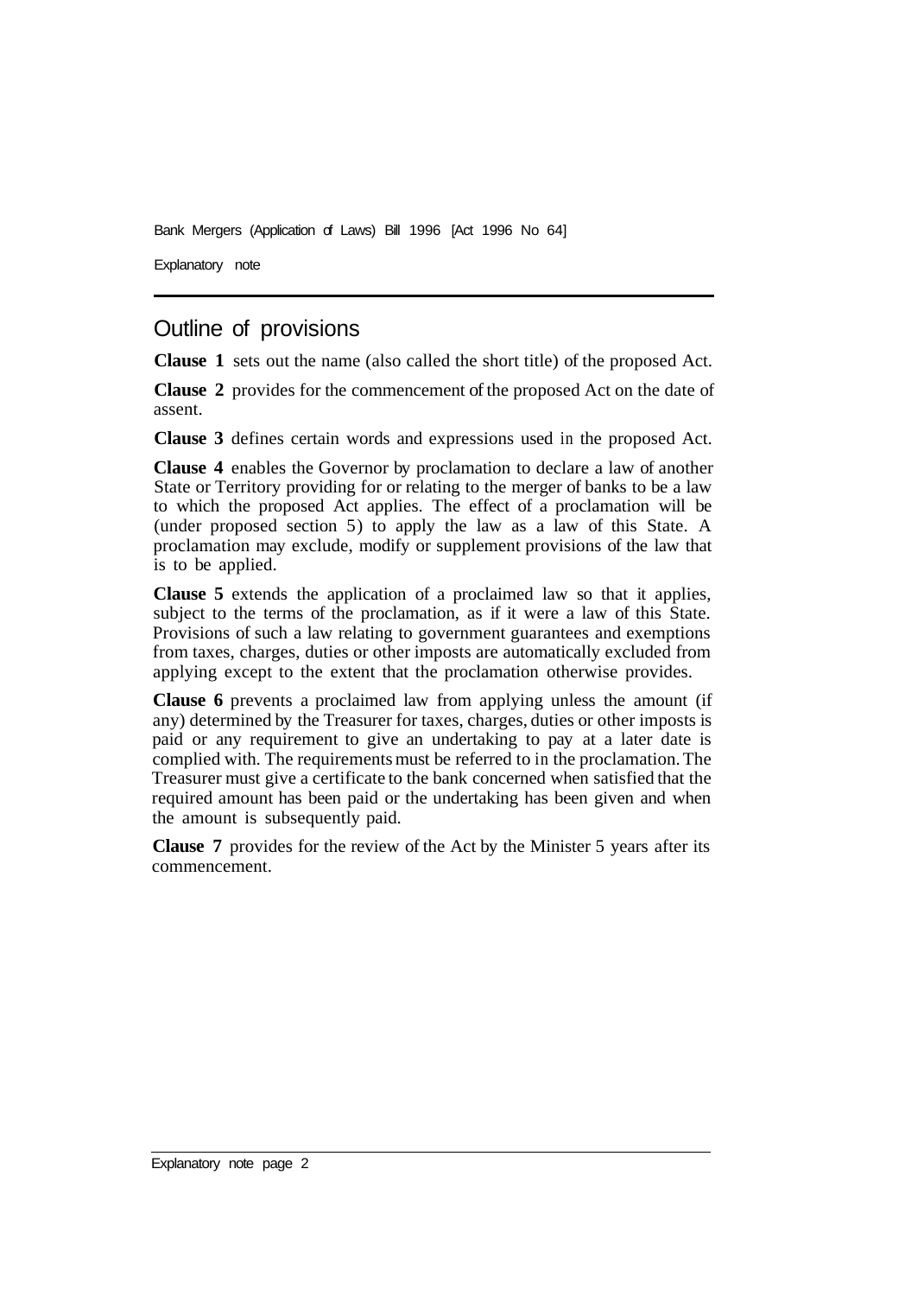## Outline of provisions

**Clause 1** sets out the name (also called the short title) of the proposed Act.

**Clause 2** provides for the commencement of the proposed Act on the date of assent.

**Clause 3** defines certain words and expressions used in the proposed Act.

**Clause 4** enables the Governor by proclamation to declare a law of another State or Territory providing for or relating to the merger of banks to be a law to which the proposed Act applies. The effect of a proclamation will be (under proposed section 5) to apply the law as a law of this State. A proclamation may exclude, modify or supplement provisions of the law that is to be applied.

**Clause 5** extends the application of a proclaimed law so that it applies, subject to the terms of the proclamation, as if it were a law of this State. Provisions of such a law relating to government guarantees and exemptions from taxes, charges, duties or other imposts are automatically excluded from applying except to the extent that the proclamation otherwise provides.

**Clause 6** prevents a proclaimed law from applying unless the amount (if any) determined by the Treasurer for taxes, charges, duties or other imposts is paid or any requirement to give an undertaking to pay at a later date is complied with. The requirements must be referred to in the proclamation. The Treasurer must give a certificate to the bank concerned when satisfied that the required amount has been paid or the undertaking has been given and when the amount is subsequently paid.

**Clause 7** provides for the review of the Act by the Minister 5 years after its commencement.